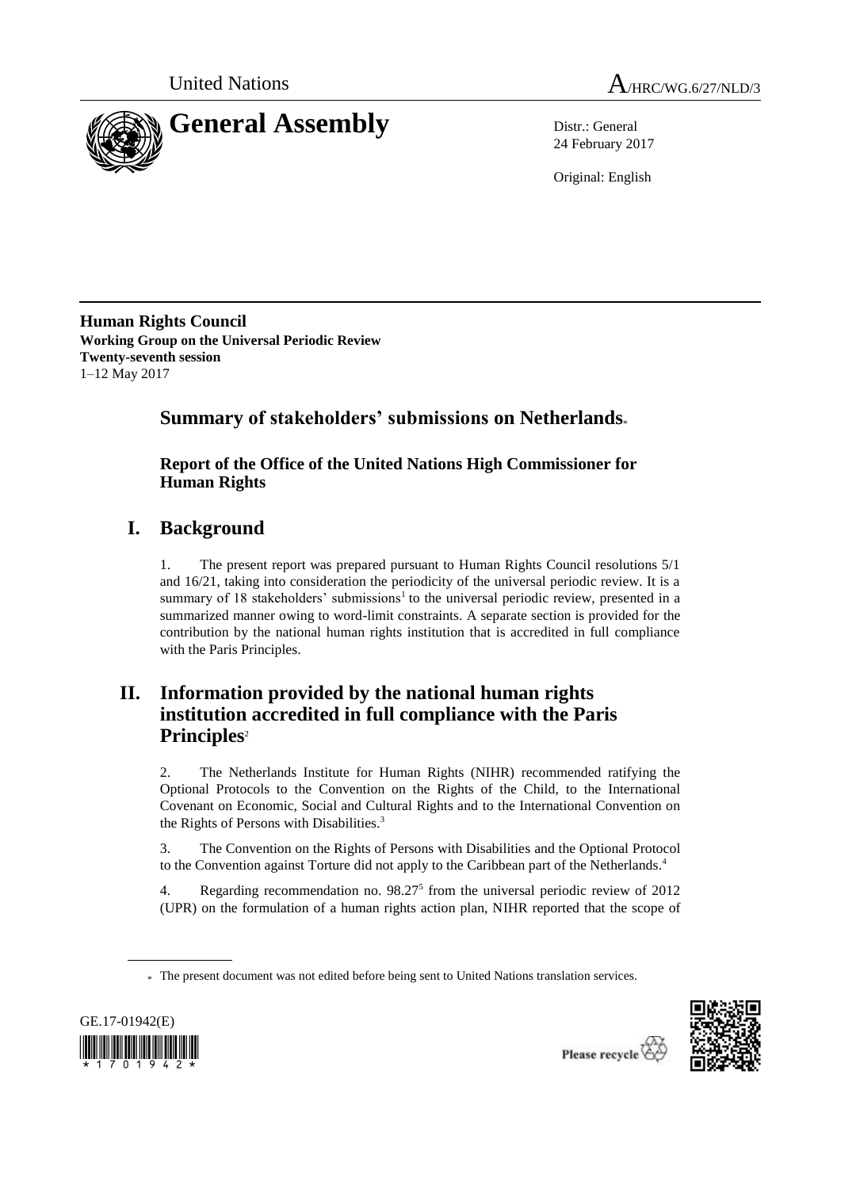United Nations

A/HRC/WG.6/27/NLD/3

# General Assembly

Distr.: General
24 February 2017

Original: English

**Human Rights Council**
**Working Group on the Universal Periodic Review**
**Twenty-seventh session**
1–12 May 2017

## Summary of stakeholders' submissions on Netherlands*

### Report of the Office of the United Nations High Commissioner for Human Rights

## I. Background

1. The present report was prepared pursuant to Human Rights Council resolutions 5/1 and 16/21, taking into consideration the periodicity of the universal periodic review. It is a summary of 18 stakeholders' submissions[1] to the universal periodic review, presented in a summarized manner owing to word-limit constraints. A separate section is provided for the contribution by the national human rights institution that is accredited in full compliance with the Paris Principles.

## II. Information provided by the national human rights institution accredited in full compliance with the Paris Principles[2]

2. The Netherlands Institute for Human Rights (NIHR) recommended ratifying the Optional Protocols to the Convention on the Rights of the Child, to the International Covenant on Economic, Social and Cultural Rights and to the International Convention on the Rights of Persons with Disabilities.[3]

3. The Convention on the Rights of Persons with Disabilities and the Optional Protocol to the Convention against Torture did not apply to the Caribbean part of the Netherlands.[4]

4. Regarding recommendation no. 98.27[5] from the universal periodic review of 2012 (UPR) on the formulation of a human rights action plan, NIHR reported that the scope of

\* The present document was not edited before being sent to United Nations translation services.

GE.17-01942(E)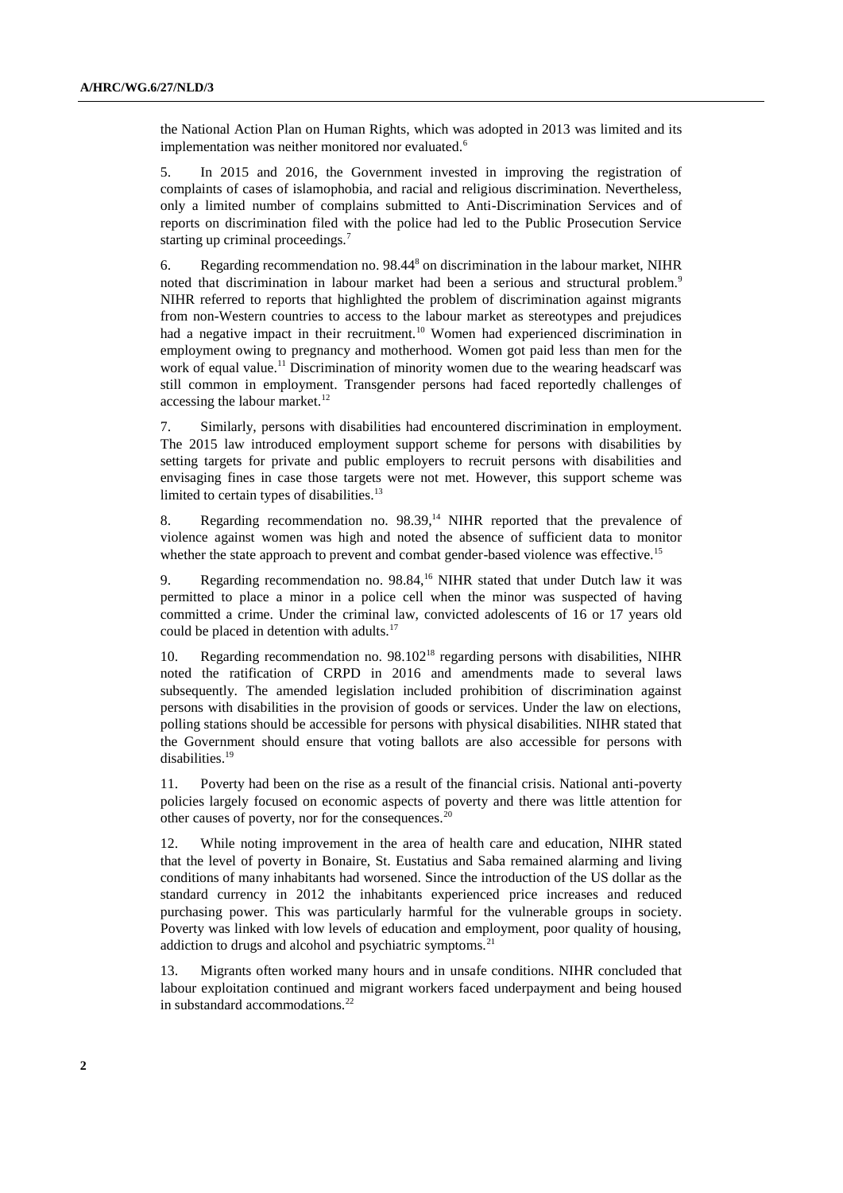the National Action Plan on Human Rights, which was adopted in 2013 was limited and its implementation was neither monitored nor evaluated.[6]

5. In 2015 and 2016, the Government invested in improving the registration of complaints of cases of islamophobia, and racial and religious discrimination. Nevertheless, only a limited number of complains submitted to Anti-Discrimination Services and of reports on discrimination filed with the police had led to the Public Prosecution Service starting up criminal proceedings.[7]

6. Regarding recommendation no. 98.44[8] on discrimination in the labour market, NIHR noted that discrimination in labour market had been a serious and structural problem.[9] NIHR referred to reports that highlighted the problem of discrimination against migrants from non-Western countries to access to the labour market as stereotypes and prejudices had a negative impact in their recruitment.[10] Women had experienced discrimination in employment owing to pregnancy and motherhood. Women got paid less than men for the work of equal value.[11] Discrimination of minority women due to the wearing headscarf was still common in employment. Transgender persons had faced reportedly challenges of accessing the labour market.[12]

7. Similarly, persons with disabilities had encountered discrimination in employment. The 2015 law introduced employment support scheme for persons with disabilities by setting targets for private and public employers to recruit persons with disabilities and envisaging fines in case those targets were not met. However, this support scheme was limited to certain types of disabilities.[13]

8. Regarding recommendation no. 98.39,[14] NIHR reported that the prevalence of violence against women was high and noted the absence of sufficient data to monitor whether the state approach to prevent and combat gender-based violence was effective.[15]

9. Regarding recommendation no. 98.84,[16] NIHR stated that under Dutch law it was permitted to place a minor in a police cell when the minor was suspected of having committed a crime. Under the criminal law, convicted adolescents of 16 or 17 years old could be placed in detention with adults.[17]

10. Regarding recommendation no. 98.102[18] regarding persons with disabilities, NIHR noted the ratification of CRPD in 2016 and amendments made to several laws subsequently. The amended legislation included prohibition of discrimination against persons with disabilities in the provision of goods or services. Under the law on elections, polling stations should be accessible for persons with physical disabilities. NIHR stated that the Government should ensure that voting ballots are also accessible for persons with disabilities.[19]

11. Poverty had been on the rise as a result of the financial crisis. National anti-poverty policies largely focused on economic aspects of poverty and there was little attention for other causes of poverty, nor for the consequences.[20]

12. While noting improvement in the area of health care and education, NIHR stated that the level of poverty in Bonaire, St. Eustatius and Saba remained alarming and living conditions of many inhabitants had worsened. Since the introduction of the US dollar as the standard currency in 2012 the inhabitants experienced price increases and reduced purchasing power. This was particularly harmful for the vulnerable groups in society. Poverty was linked with low levels of education and employment, poor quality of housing, addiction to drugs and alcohol and psychiatric symptoms.[21]

13. Migrants often worked many hours and in unsafe conditions. NIHR concluded that labour exploitation continued and migrant workers faced underpayment and being housed in substandard accommodations.[22]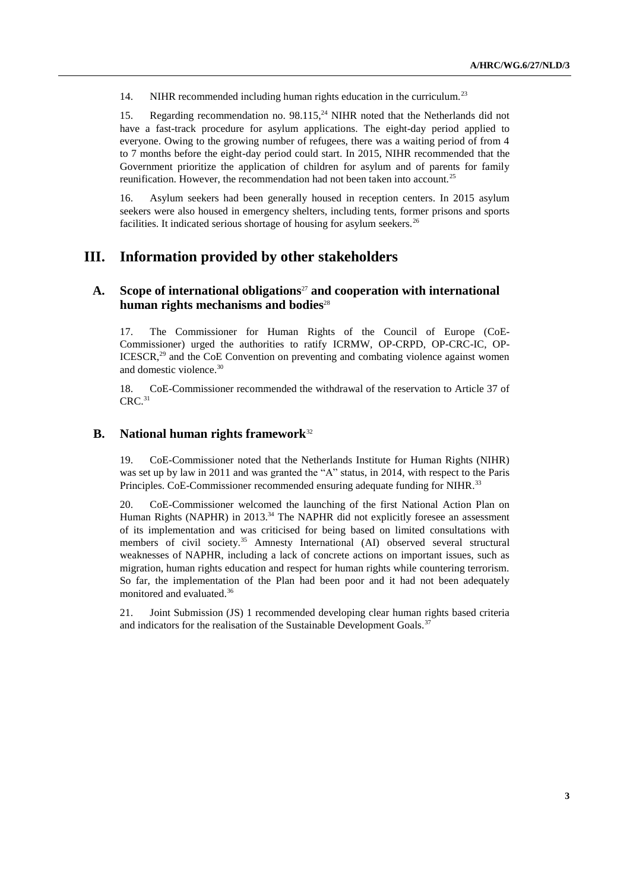14. NIHR recommended including human rights education in the curriculum.[23]

15. Regarding recommendation no. 98.115,[24] NIHR noted that the Netherlands did not have a fast-track procedure for asylum applications. The eight-day period applied to everyone. Owing to the growing number of refugees, there was a waiting period of from 4 to 7 months before the eight-day period could start. In 2015, NIHR recommended that the Government prioritize the application of children for asylum and of parents for family reunification. However, the recommendation had not been taken into account.[25]

16. Asylum seekers had been generally housed in reception centers. In 2015 asylum seekers were also housed in emergency shelters, including tents, former prisons and sports facilities. It indicated serious shortage of housing for asylum seekers.[26]

# III. Information provided by other stakeholders

## A. Scope of international obligations[27] and cooperation with international human rights mechanisms and bodies[28]

17. The Commissioner for Human Rights of the Council of Europe (CoE-Commissioner) urged the authorities to ratify ICRMW, OP-CRPD, OP-CRC-IC, OP-ICESCR,[29] and the CoE Convention on preventing and combating violence against women and domestic violence.[30]

18. CoE-Commissioner recommended the withdrawal of the reservation to Article 37 of CRC.[31]

## B. National human rights framework[32]

19. CoE-Commissioner noted that the Netherlands Institute for Human Rights (NIHR) was set up by law in 2011 and was granted the "A" status, in 2014, with respect to the Paris Principles. CoE-Commissioner recommended ensuring adequate funding for NIHR.[33]

20. CoE-Commissioner welcomed the launching of the first National Action Plan on Human Rights (NAPHR) in 2013.[34] The NAPHR did not explicitly foresee an assessment of its implementation and was criticised for being based on limited consultations with members of civil society.[35] Amnesty International (AI) observed several structural weaknesses of NAPHR, including a lack of concrete actions on important issues, such as migration, human rights education and respect for human rights while countering terrorism. So far, the implementation of the Plan had been poor and it had not been adequately monitored and evaluated.[36]

21. Joint Submission (JS) 1 recommended developing clear human rights based criteria and indicators for the realisation of the Sustainable Development Goals.[37]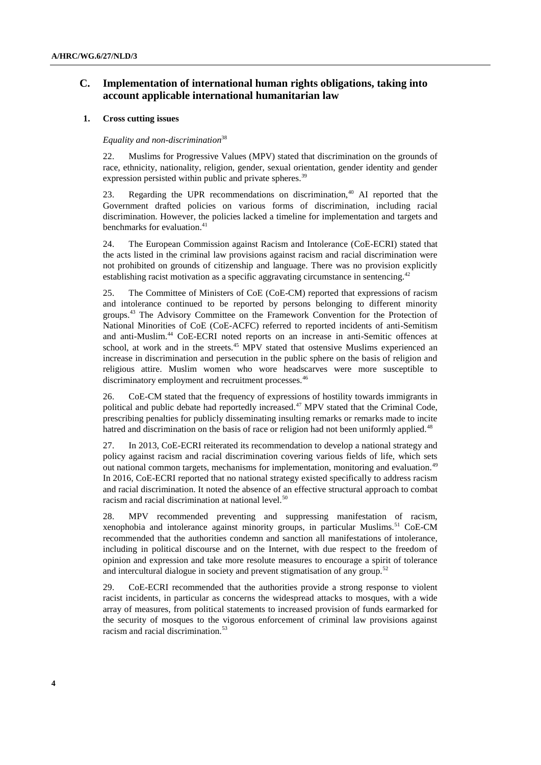## C. Implementation of international human rights obligations, taking into account applicable international humanitarian law

### 1. Cross cutting issues

*Equality and non-discrimination*[38]

22. Muslims for Progressive Values (MPV) stated that discrimination on the grounds of race, ethnicity, nationality, religion, gender, sexual orientation, gender identity and gender expression persisted within public and private spheres.[39]

23. Regarding the UPR recommendations on discrimination,[40] AI reported that the Government drafted policies on various forms of discrimination, including racial discrimination. However, the policies lacked a timeline for implementation and targets and benchmarks for evaluation.[41]

24. The European Commission against Racism and Intolerance (CoE-ECRI) stated that the acts listed in the criminal law provisions against racism and racial discrimination were not prohibited on grounds of citizenship and language. There was no provision explicitly establishing racist motivation as a specific aggravating circumstance in sentencing.[42]

25. The Committee of Ministers of CoE (CoE-CM) reported that expressions of racism and intolerance continued to be reported by persons belonging to different minority groups.[43] The Advisory Committee on the Framework Convention for the Protection of National Minorities of CoE (CoE-ACFC) referred to reported incidents of anti-Semitism and anti-Muslim.[44] CoE-ECRI noted reports on an increase in anti-Semitic offences at school, at work and in the streets.[45] MPV stated that ostensive Muslims experienced an increase in discrimination and persecution in the public sphere on the basis of religion and religious attire. Muslim women who wore headscarves were more susceptible to discriminatory employment and recruitment processes.[46]

26. CoE-CM stated that the frequency of expressions of hostility towards immigrants in political and public debate had reportedly increased.[47] MPV stated that the Criminal Code, prescribing penalties for publicly disseminating insulting remarks or remarks made to incite hatred and discrimination on the basis of race or religion had not been uniformly applied.[48]

27. In 2013, CoE-ECRI reiterated its recommendation to develop a national strategy and policy against racism and racial discrimination covering various fields of life, which sets out national common targets, mechanisms for implementation, monitoring and evaluation.[49] In 2016, CoE-ECRI reported that no national strategy existed specifically to address racism and racial discrimination. It noted the absence of an effective structural approach to combat racism and racial discrimination at national level.[50]

28. MPV recommended preventing and suppressing manifestation of racism, xenophobia and intolerance against minority groups, in particular Muslims.[51] CoE-CM recommended that the authorities condemn and sanction all manifestations of intolerance, including in political discourse and on the Internet, with due respect to the freedom of opinion and expression and take more resolute measures to encourage a spirit of tolerance and intercultural dialogue in society and prevent stigmatisation of any group.[52]

29. CoE-ECRI recommended that the authorities provide a strong response to violent racist incidents, in particular as concerns the widespread attacks to mosques, with a wide array of measures, from political statements to increased provision of funds earmarked for the security of mosques to the vigorous enforcement of criminal law provisions against racism and racial discrimination.[53]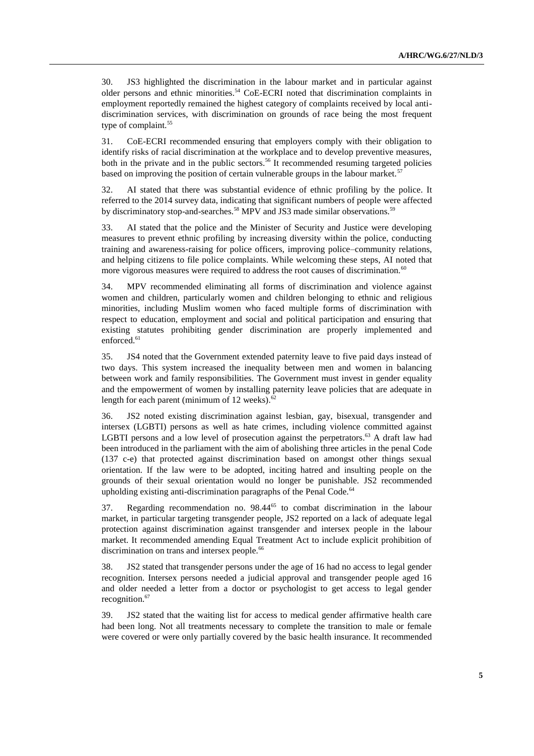30. JS3 highlighted the discrimination in the labour market and in particular against older persons and ethnic minorities.[54] CoE-ECRI noted that discrimination complaints in employment reportedly remained the highest category of complaints received by local anti-discrimination services, with discrimination on grounds of race being the most frequent type of complaint.[55]

31. CoE-ECRI recommended ensuring that employers comply with their obligation to identify risks of racial discrimination at the workplace and to develop preventive measures, both in the private and in the public sectors.[56] It recommended resuming targeted policies based on improving the position of certain vulnerable groups in the labour market.[57]

32. AI stated that there was substantial evidence of ethnic profiling by the police. It referred to the 2014 survey data, indicating that significant numbers of people were affected by discriminatory stop-and-searches.[58] MPV and JS3 made similar observations.[59]

33. AI stated that the police and the Minister of Security and Justice were developing measures to prevent ethnic profiling by increasing diversity within the police, conducting training and awareness-raising for police officers, improving police–community relations, and helping citizens to file police complaints. While welcoming these steps, AI noted that more vigorous measures were required to address the root causes of discrimination.[60]

34. MPV recommended eliminating all forms of discrimination and violence against women and children, particularly women and children belonging to ethnic and religious minorities, including Muslim women who faced multiple forms of discrimination with respect to education, employment and social and political participation and ensuring that existing statutes prohibiting gender discrimination are properly implemented and enforced.[61]

35. JS4 noted that the Government extended paternity leave to five paid days instead of two days. This system increased the inequality between men and women in balancing between work and family responsibilities. The Government must invest in gender equality and the empowerment of women by installing paternity leave policies that are adequate in length for each parent (minimum of 12 weeks).[62]

36. JS2 noted existing discrimination against lesbian, gay, bisexual, transgender and intersex (LGBTI) persons as well as hate crimes, including violence committed against LGBTI persons and a low level of prosecution against the perpetrators.[63] A draft law had been introduced in the parliament with the aim of abolishing three articles in the penal Code (137 c-e) that protected against discrimination based on amongst other things sexual orientation. If the law were to be adopted, inciting hatred and insulting people on the grounds of their sexual orientation would no longer be punishable. JS2 recommended upholding existing anti-discrimination paragraphs of the Penal Code.[64]

37. Regarding recommendation no. 98.44[65] to combat discrimination in the labour market, in particular targeting transgender people, JS2 reported on a lack of adequate legal protection against discrimination against transgender and intersex people in the labour market. It recommended amending Equal Treatment Act to include explicit prohibition of discrimination on trans and intersex people.[66]

38. JS2 stated that transgender persons under the age of 16 had no access to legal gender recognition. Intersex persons needed a judicial approval and transgender people aged 16 and older needed a letter from a doctor or psychologist to get access to legal gender recognition.[67]

39. JS2 stated that the waiting list for access to medical gender affirmative health care had been long. Not all treatments necessary to complete the transition to male or female were covered or were only partially covered by the basic health insurance. It recommended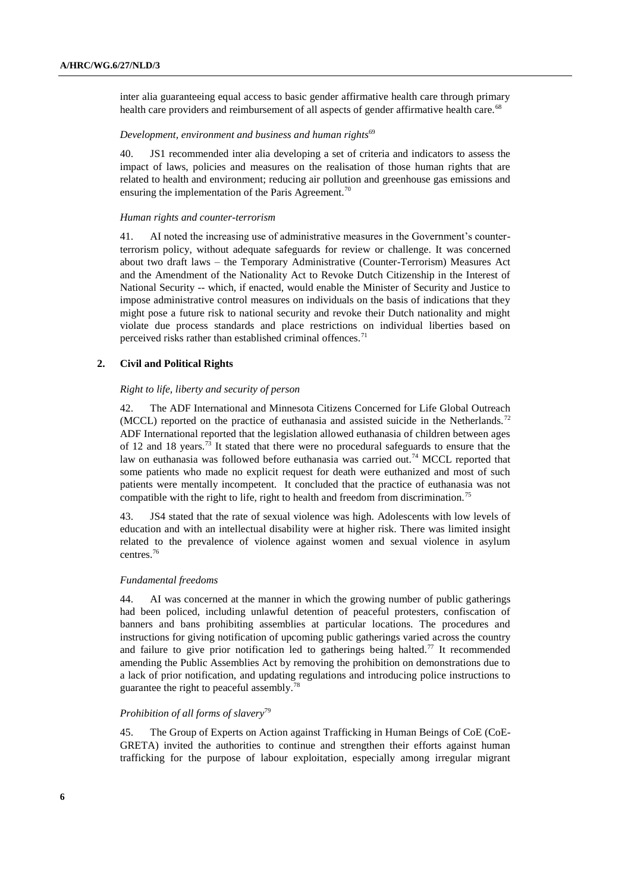inter alia guaranteeing equal access to basic gender affirmative health care through primary health care providers and reimbursement of all aspects of gender affirmative health care.[68]

*Development, environment and business and human rights*[69]

40. JS1 recommended inter alia developing a set of criteria and indicators to assess the impact of laws, policies and measures on the realisation of those human rights that are related to health and environment; reducing air pollution and greenhouse gas emissions and ensuring the implementation of the Paris Agreement.[70]

*Human rights and counter-terrorism*

41. AI noted the increasing use of administrative measures in the Government's counter-terrorism policy, without adequate safeguards for review or challenge. It was concerned about two draft laws – the Temporary Administrative (Counter-Terrorism) Measures Act and the Amendment of the Nationality Act to Revoke Dutch Citizenship in the Interest of National Security -- which, if enacted, would enable the Minister of Security and Justice to impose administrative control measures on individuals on the basis of indications that they might pose a future risk to national security and revoke their Dutch nationality and might violate due process standards and place restrictions on individual liberties based on perceived risks rather than established criminal offences.[71]

## 2. Civil and Political Rights

*Right to life, liberty and security of person*

42. The ADF International and Minnesota Citizens Concerned for Life Global Outreach (MCCL) reported on the practice of euthanasia and assisted suicide in the Netherlands.[72] ADF International reported that the legislation allowed euthanasia of children between ages of 12 and 18 years.[73] It stated that there were no procedural safeguards to ensure that the law on euthanasia was followed before euthanasia was carried out.[74] MCCL reported that some patients who made no explicit request for death were euthanized and most of such patients were mentally incompetent. It concluded that the practice of euthanasia was not compatible with the right to life, right to health and freedom from discrimination.[75]

43. JS4 stated that the rate of sexual violence was high. Adolescents with low levels of education and with an intellectual disability were at higher risk. There was limited insight related to the prevalence of violence against women and sexual violence in asylum centres.[76]

*Fundamental freedoms*

44. AI was concerned at the manner in which the growing number of public gatherings had been policed, including unlawful detention of peaceful protesters, confiscation of banners and bans prohibiting assemblies at particular locations. The procedures and instructions for giving notification of upcoming public gatherings varied across the country and failure to give prior notification led to gatherings being halted.[77] It recommended amending the Public Assemblies Act by removing the prohibition on demonstrations due to a lack of prior notification, and updating regulations and introducing police instructions to guarantee the right to peaceful assembly.[78]

*Prohibition of all forms of slavery*[79]

45. The Group of Experts on Action against Trafficking in Human Beings of CoE (CoE-GRETA) invited the authorities to continue and strengthen their efforts against human trafficking for the purpose of labour exploitation, especially among irregular migrant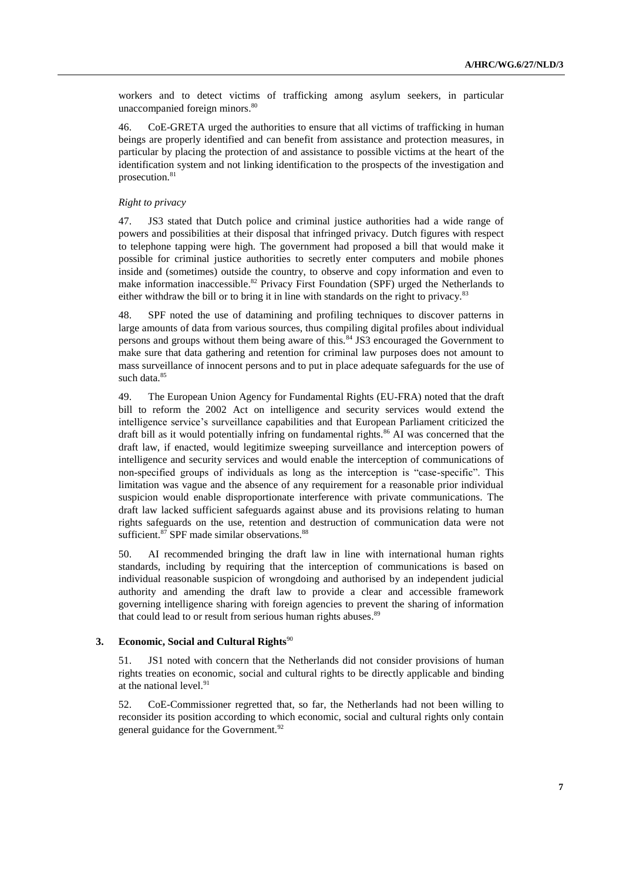workers and to detect victims of trafficking among asylum seekers, in particular unaccompanied foreign minors.[80]

46. CoE-GRETA urged the authorities to ensure that all victims of trafficking in human beings are properly identified and can benefit from assistance and protection measures, in particular by placing the protection of and assistance to possible victims at the heart of the identification system and not linking identification to the prospects of the investigation and prosecution.[81]

*Right to privacy*

47. JS3 stated that Dutch police and criminal justice authorities had a wide range of powers and possibilities at their disposal that infringed privacy. Dutch figures with respect to telephone tapping were high. The government had proposed a bill that would make it possible for criminal justice authorities to secretly enter computers and mobile phones inside and (sometimes) outside the country, to observe and copy information and even to make information inaccessible.[82] Privacy First Foundation (SPF) urged the Netherlands to either withdraw the bill or to bring it in line with standards on the right to privacy.[83]

48. SPF noted the use of datamining and profiling techniques to discover patterns in large amounts of data from various sources, thus compiling digital profiles about individual persons and groups without them being aware of this.[84] JS3 encouraged the Government to make sure that data gathering and retention for criminal law purposes does not amount to mass surveillance of innocent persons and to put in place adequate safeguards for the use of such data.[85]

49. The European Union Agency for Fundamental Rights (EU-FRA) noted that the draft bill to reform the 2002 Act on intelligence and security services would extend the intelligence service's surveillance capabilities and that European Parliament criticized the draft bill as it would potentially infring on fundamental rights.[86] AI was concerned that the draft law, if enacted, would legitimize sweeping surveillance and interception powers of intelligence and security services and would enable the interception of communications of non-specified groups of individuals as long as the interception is "case-specific". This limitation was vague and the absence of any requirement for a reasonable prior individual suspicion would enable disproportionate interference with private communications. The draft law lacked sufficient safeguards against abuse and its provisions relating to human rights safeguards on the use, retention and destruction of communication data were not sufficient.[87] SPF made similar observations.[88]

50. AI recommended bringing the draft law in line with international human rights standards, including by requiring that the interception of communications is based on individual reasonable suspicion of wrongdoing and authorised by an independent judicial authority and amending the draft law to provide a clear and accessible framework governing intelligence sharing with foreign agencies to prevent the sharing of information that could lead to or result from serious human rights abuses.[89]

### 3. Economic, Social and Cultural Rights[90]

51. JS1 noted with concern that the Netherlands did not consider provisions of human rights treaties on economic, social and cultural rights to be directly applicable and binding at the national level.[91]

52. CoE-Commissioner regretted that, so far, the Netherlands had not been willing to reconsider its position according to which economic, social and cultural rights only contain general guidance for the Government.[92]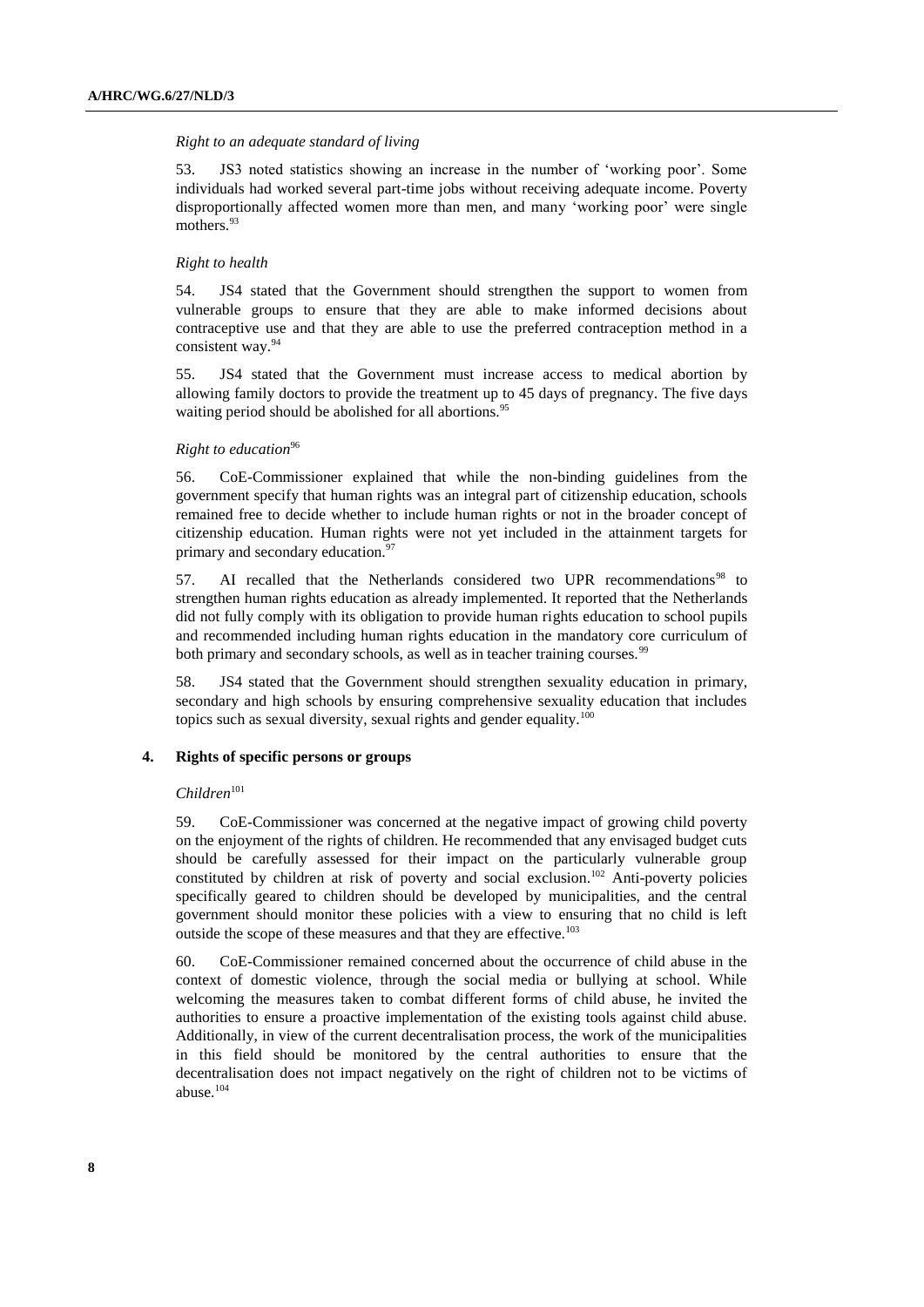*Right to an adequate standard of living*

53. JS3 noted statistics showing an increase in the number of 'working poor'. Some individuals had worked several part-time jobs without receiving adequate income. Poverty disproportionally affected women more than men, and many 'working poor' were single mothers.[93]

*Right to health*

54. JS4 stated that the Government should strengthen the support to women from vulnerable groups to ensure that they are able to make informed decisions about contraceptive use and that they are able to use the preferred contraception method in a consistent way.[94]

55. JS4 stated that the Government must increase access to medical abortion by allowing family doctors to provide the treatment up to 45 days of pregnancy. The five days waiting period should be abolished for all abortions.[95]

*Right to education*[96]

56. CoE-Commissioner explained that while the non-binding guidelines from the government specify that human rights was an integral part of citizenship education, schools remained free to decide whether to include human rights or not in the broader concept of citizenship education. Human rights were not yet included in the attainment targets for primary and secondary education.[97]

57. AI recalled that the Netherlands considered two UPR recommendations[98] to strengthen human rights education as already implemented. It reported that the Netherlands did not fully comply with its obligation to provide human rights education to school pupils and recommended including human rights education in the mandatory core curriculum of both primary and secondary schools, as well as in teacher training courses.[99]

58. JS4 stated that the Government should strengthen sexuality education in primary, secondary and high schools by ensuring comprehensive sexuality education that includes topics such as sexual diversity, sexual rights and gender equality.[100]

## 4. Rights of specific persons or groups

*Children*[101]

59. CoE-Commissioner was concerned at the negative impact of growing child poverty on the enjoyment of the rights of children. He recommended that any envisaged budget cuts should be carefully assessed for their impact on the particularly vulnerable group constituted by children at risk of poverty and social exclusion.[102] Anti-poverty policies specifically geared to children should be developed by municipalities, and the central government should monitor these policies with a view to ensuring that no child is left outside the scope of these measures and that they are effective.[103]

60. CoE-Commissioner remained concerned about the occurrence of child abuse in the context of domestic violence, through the social media or bullying at school. While welcoming the measures taken to combat different forms of child abuse, he invited the authorities to ensure a proactive implementation of the existing tools against child abuse. Additionally, in view of the current decentralisation process, the work of the municipalities in this field should be monitored by the central authorities to ensure that the decentralisation does not impact negatively on the right of children not to be victims of abuse.[104]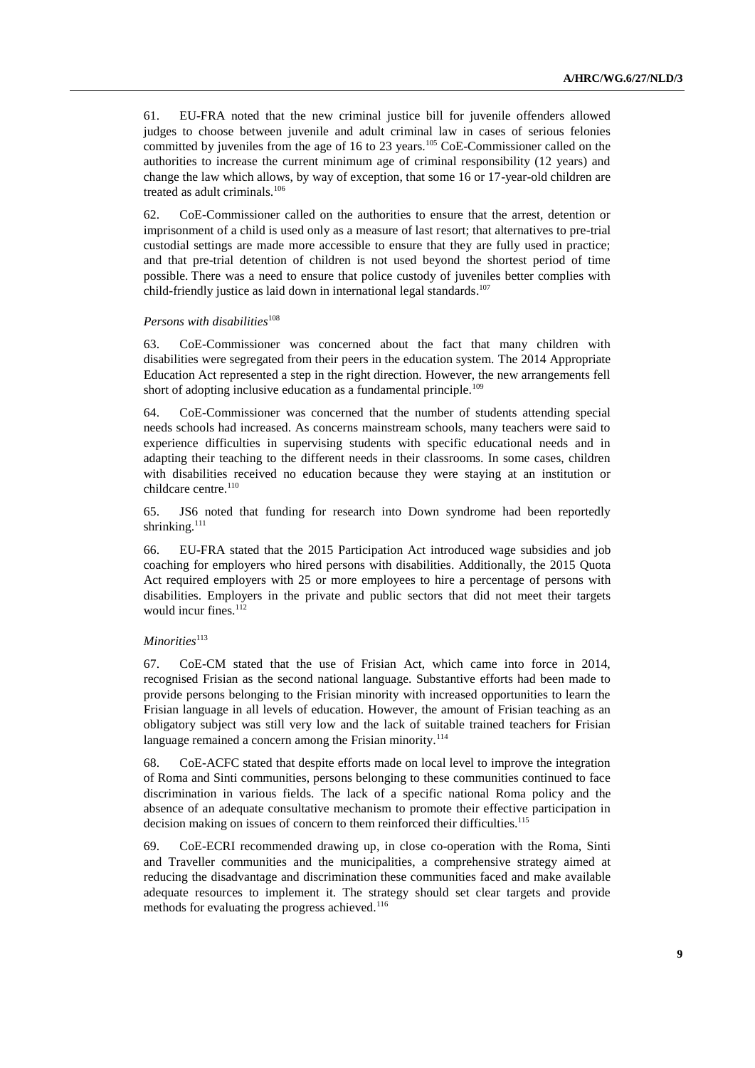61. EU-FRA noted that the new criminal justice bill for juvenile offenders allowed judges to choose between juvenile and adult criminal law in cases of serious felonies committed by juveniles from the age of 16 to 23 years.[105] CoE-Commissioner called on the authorities to increase the current minimum age of criminal responsibility (12 years) and change the law which allows, by way of exception, that some 16 or 17-year-old children are treated as adult criminals.[106]

62. CoE-Commissioner called on the authorities to ensure that the arrest, detention or imprisonment of a child is used only as a measure of last resort; that alternatives to pre-trial custodial settings are made more accessible to ensure that they are fully used in practice; and that pre-trial detention of children is not used beyond the shortest period of time possible. There was a need to ensure that police custody of juveniles better complies with child-friendly justice as laid down in international legal standards.[107]

*Persons with disabilities*[108]

63. CoE-Commissioner was concerned about the fact that many children with disabilities were segregated from their peers in the education system. The 2014 Appropriate Education Act represented a step in the right direction. However, the new arrangements fell short of adopting inclusive education as a fundamental principle.[109]

64. CoE-Commissioner was concerned that the number of students attending special needs schools had increased. As concerns mainstream schools, many teachers were said to experience difficulties in supervising students with specific educational needs and in adapting their teaching to the different needs in their classrooms. In some cases, children with disabilities received no education because they were staying at an institution or childcare centre.[110]

65. JS6 noted that funding for research into Down syndrome had been reportedly shrinking.[111]

66. EU-FRA stated that the 2015 Participation Act introduced wage subsidies and job coaching for employers who hired persons with disabilities. Additionally, the 2015 Quota Act required employers with 25 or more employees to hire a percentage of persons with disabilities. Employers in the private and public sectors that did not meet their targets would incur fines.[112]

*Minorities*[113]

67. CoE-CM stated that the use of Frisian Act, which came into force in 2014, recognised Frisian as the second national language. Substantive efforts had been made to provide persons belonging to the Frisian minority with increased opportunities to learn the Frisian language in all levels of education. However, the amount of Frisian teaching as an obligatory subject was still very low and the lack of suitable trained teachers for Frisian language remained a concern among the Frisian minority.[114]

68. CoE-ACFC stated that despite efforts made on local level to improve the integration of Roma and Sinti communities, persons belonging to these communities continued to face discrimination in various fields. The lack of a specific national Roma policy and the absence of an adequate consultative mechanism to promote their effective participation in decision making on issues of concern to them reinforced their difficulties.[115]

69. CoE-ECRI recommended drawing up, in close co-operation with the Roma, Sinti and Traveller communities and the municipalities, a comprehensive strategy aimed at reducing the disadvantage and discrimination these communities faced and make available adequate resources to implement it. The strategy should set clear targets and provide methods for evaluating the progress achieved.[116]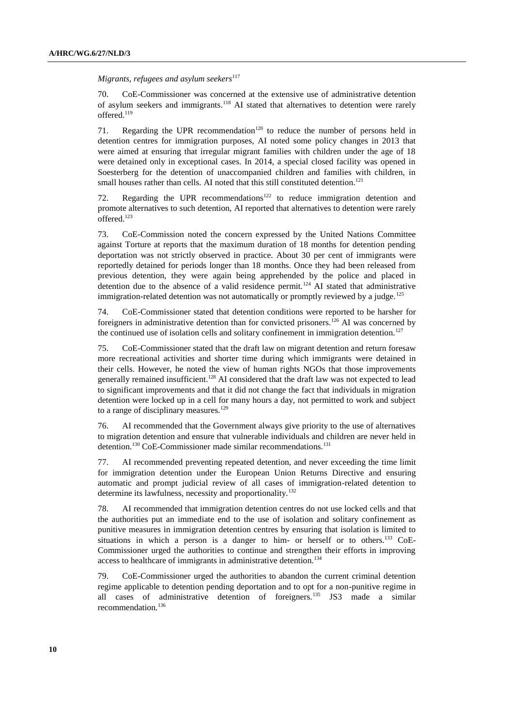*Migrants, refugees and asylum seekers*[117]

70. CoE-Commissioner was concerned at the extensive use of administrative detention of asylum seekers and immigrants.[118] AI stated that alternatives to detention were rarely offered.[119]

71. Regarding the UPR recommendation[120] to reduce the number of persons held in detention centres for immigration purposes, AI noted some policy changes in 2013 that were aimed at ensuring that irregular migrant families with children under the age of 18 were detained only in exceptional cases. In 2014, a special closed facility was opened in Soesterberg for the detention of unaccompanied children and families with children, in small houses rather than cells. AI noted that this still constituted detention.[121]

72. Regarding the UPR recommendations[122] to reduce immigration detention and promote alternatives to such detention, AI reported that alternatives to detention were rarely offered.[123]

73. CoE-Commission noted the concern expressed by the United Nations Committee against Torture at reports that the maximum duration of 18 months for detention pending deportation was not strictly observed in practice. About 30 per cent of immigrants were reportedly detained for periods longer than 18 months. Once they had been released from previous detention, they were again being apprehended by the police and placed in detention due to the absence of a valid residence permit.[124] AI stated that administrative immigration-related detention was not automatically or promptly reviewed by a judge.[125]

74. CoE-Commissioner stated that detention conditions were reported to be harsher for foreigners in administrative detention than for convicted prisoners.[126] AI was concerned by the continued use of isolation cells and solitary confinement in immigration detention.[127]

75. CoE-Commissioner stated that the draft law on migrant detention and return foresaw more recreational activities and shorter time during which immigrants were detained in their cells. However, he noted the view of human rights NGOs that those improvements generally remained insufficient.[128] AI considered that the draft law was not expected to lead to significant improvements and that it did not change the fact that individuals in migration detention were locked up in a cell for many hours a day, not permitted to work and subject to a range of disciplinary measures.[129]

76. AI recommended that the Government always give priority to the use of alternatives to migration detention and ensure that vulnerable individuals and children are never held in detention.[130] CoE-Commissioner made similar recommendations.[131]

77. AI recommended preventing repeated detention, and never exceeding the time limit for immigration detention under the European Union Returns Directive and ensuring automatic and prompt judicial review of all cases of immigration-related detention to determine its lawfulness, necessity and proportionality.[132]

78. AI recommended that immigration detention centres do not use locked cells and that the authorities put an immediate end to the use of isolation and solitary confinement as punitive measures in immigration detention centres by ensuring that isolation is limited to situations in which a person is a danger to him- or herself or to others.[133] CoE-Commissioner urged the authorities to continue and strengthen their efforts in improving access to healthcare of immigrants in administrative detention.[134]

79. CoE-Commissioner urged the authorities to abandon the current criminal detention regime applicable to detention pending deportation and to opt for a non-punitive regime in all cases of administrative detention of foreigners.[135] JS3 made a similar recommendation.[136]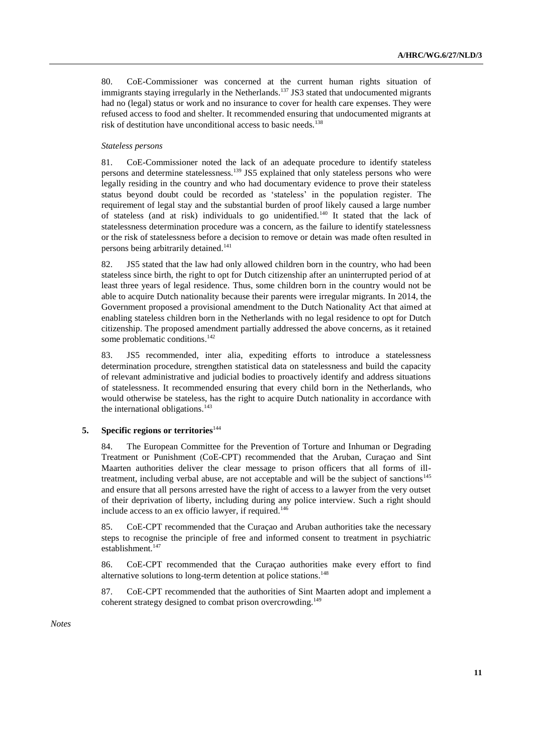80. CoE-Commissioner was concerned at the current human rights situation of immigrants staying irregularly in the Netherlands.[137] JS3 stated that undocumented migrants had no (legal) status or work and no insurance to cover for health care expenses. They were refused access to food and shelter. It recommended ensuring that undocumented migrants at risk of destitution have unconditional access to basic needs.[138]

*Stateless persons*

81. CoE-Commissioner noted the lack of an adequate procedure to identify stateless persons and determine statelessness.[139] JS5 explained that only stateless persons who were legally residing in the country and who had documentary evidence to prove their stateless status beyond doubt could be recorded as 'stateless' in the population register. The requirement of legal stay and the substantial burden of proof likely caused a large number of stateless (and at risk) individuals to go unidentified.[140] It stated that the lack of statelessness determination procedure was a concern, as the failure to identify statelessness or the risk of statelessness before a decision to remove or detain was made often resulted in persons being arbitrarily detained.[141]

82. JS5 stated that the law had only allowed children born in the country, who had been stateless since birth, the right to opt for Dutch citizenship after an uninterrupted period of at least three years of legal residence. Thus, some children born in the country would not be able to acquire Dutch nationality because their parents were irregular migrants. In 2014, the Government proposed a provisional amendment to the Dutch Nationality Act that aimed at enabling stateless children born in the Netherlands with no legal residence to opt for Dutch citizenship. The proposed amendment partially addressed the above concerns, as it retained some problematic conditions.[142]

83. JS5 recommended, inter alia, expediting efforts to introduce a statelessness determination procedure, strengthen statistical data on statelessness and build the capacity of relevant administrative and judicial bodies to proactively identify and address situations of statelessness. It recommended ensuring that every child born in the Netherlands, who would otherwise be stateless, has the right to acquire Dutch nationality in accordance with the international obligations.[143]

### 5. Specific regions or territories[144]

84. The European Committee for the Prevention of Torture and Inhuman or Degrading Treatment or Punishment (CoE-CPT) recommended that the Aruban, Curaçao and Sint Maarten authorities deliver the clear message to prison officers that all forms of ill-treatment, including verbal abuse, are not acceptable and will be the subject of sanctions[145] and ensure that all persons arrested have the right of access to a lawyer from the very outset of their deprivation of liberty, including during any police interview. Such a right should include access to an ex officio lawyer, if required.[146]

85. CoE-CPT recommended that the Curaçao and Aruban authorities take the necessary steps to recognise the principle of free and informed consent to treatment in psychiatric establishment.[147]

86. CoE-CPT recommended that the Curaçao authorities make every effort to find alternative solutions to long-term detention at police stations.[148]

87. CoE-CPT recommended that the authorities of Sint Maarten adopt and implement a coherent strategy designed to combat prison overcrowding.[149]

*Notes*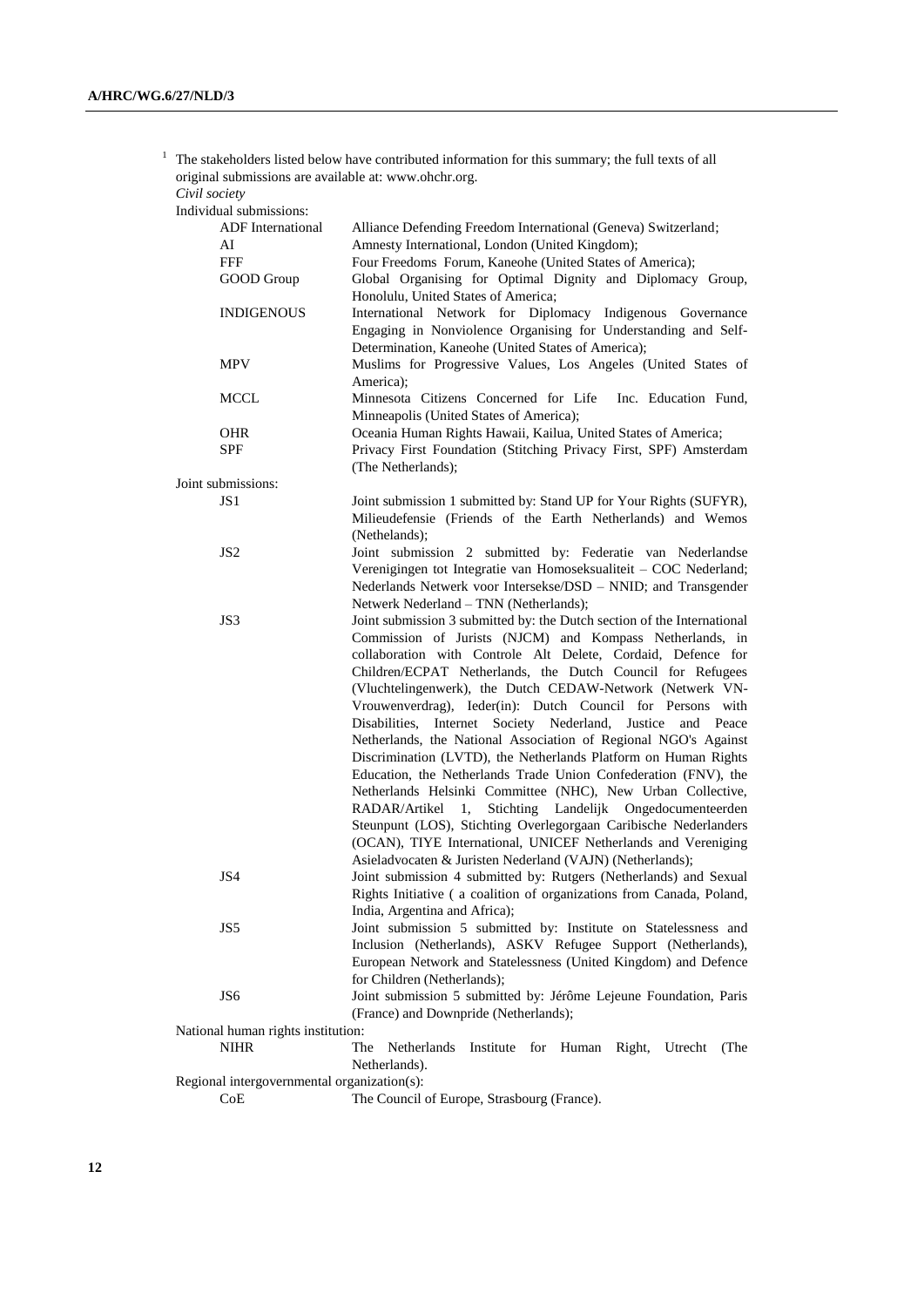[1] The stakeholders listed below have contributed information for this summary; the full texts of all original submissions are available at: www.ohchr.org.

*Civil society*

Individual submissions:

| | |
|---|---|
| ADF International | Alliance Defending Freedom International (Geneva) Switzerland; |
| AI | Amnesty International, London (United Kingdom); |
| FFF | Four Freedoms Forum, Kaneohe (United States of America); |
| GOOD Group | Global Organising for Optimal Dignity and Diplomacy Group, Honolulu, United States of America; |
| INDIGENOUS | International Network for Diplomacy Indigenous Governance Engaging in Nonviolence Organising for Understanding and Self-Determination, Kaneohe (United States of America); |
| MPV | Muslims for Progressive Values, Los Angeles (United States of America); |
| MCCL | Minnesota Citizens Concerned for Life Inc. Education Fund, Minneapolis (United States of America); |
| OHR | Oceania Human Rights Hawaii, Kailua, United States of America; |
| SPF | Privacy First Foundation (Stitching Privacy First, SPF) Amsterdam (The Netherlands); |

Joint submissions:

| | |
|---|---|
| JS1 | Joint submission 1 submitted by: Stand UP for Your Rights (SUFYR), Milieudefensie (Friends of the Earth Netherlands) and Wemos (Nethelands); |
| JS2 | Joint submission 2 submitted by: Federatie van Nederlandse Verenigingen tot Integratie van Homoseksualiteit – COC Nederland; Nederlands Netwerk voor Intersekse/DSD – NNID; and Transgender Netwerk Nederland – TNN (Netherlands); |
| JS3 | Joint submission 3 submitted by: the Dutch section of the International Commission of Jurists (NJCM) and Kompass Netherlands, in collaboration with Controle Alt Delete, Cordaid, Defence for Children/ECPAT Netherlands, the Dutch Council for Refugees (Vluchtelingenwerk), the Dutch CEDAW-Network (Netwerk VN-Vrouwenverdrag), Ieder(in): Dutch Council for Persons with Disabilities, Internet Society Nederland, Justice and Peace Netherlands, the National Association of Regional NGO's Against Discrimination (LVTD), the Netherlands Platform on Human Rights Education, the Netherlands Trade Union Confederation (FNV), the Netherlands Helsinki Committee (NHC), New Urban Collective, RADAR/Artikel 1, Stichting Landelijk Ongedocumenteerden Steunpunt (LOS), Stichting Overlegorgaan Caribische Nederlanders (OCAN), TIYE International, UNICEF Netherlands and Vereniging Asieladvocaten & Juristen Nederland (VAJN) (Netherlands); |
| JS4 | Joint submission 4 submitted by: Rutgers (Netherlands) and Sexual Rights Initiative ( a coalition of organizations from Canada, Poland, India, Argentina and Africa); |
| JS5 | Joint submission 5 submitted by: Institute on Statelessness and Inclusion (Netherlands), ASKV Refugee Support (Netherlands), European Network and Statelessness (United Kingdom) and Defence for Children (Netherlands); |
| JS6 | Joint submission 5 submitted by: Jérôme Lejeune Foundation, Paris (France) and Downpride (Netherlands); |

National human rights institution:

| | |
|---|---|
| NIHR | The Netherlands Institute for Human Right, Utrecht (The Netherlands). |

Regional intergovernmental organization(s):

| | |
|---|---|
| CoE | The Council of Europe, Strasbourg (France). |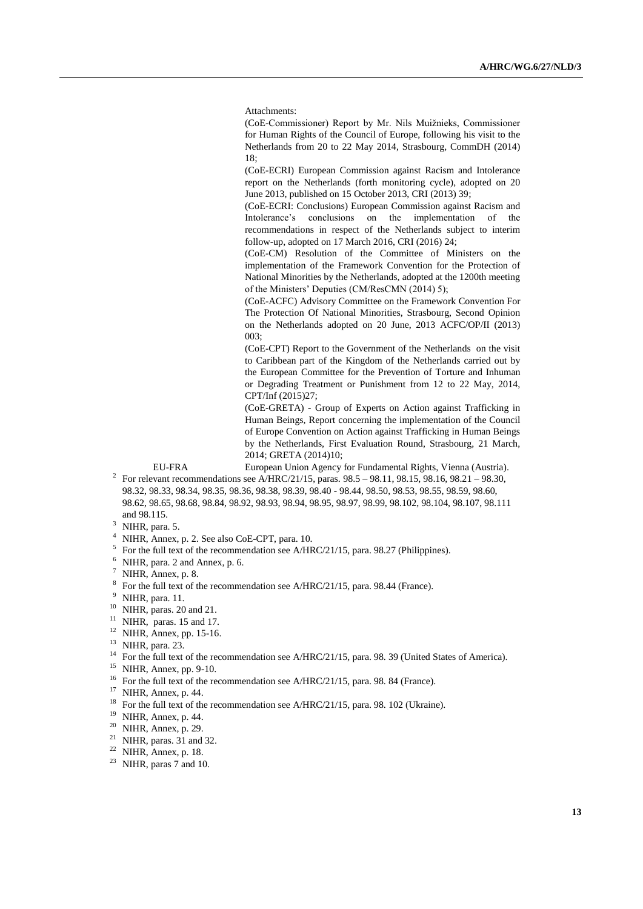Attachments:

(CoE-Commissioner) Report by Mr. Nils Muižnieks, Commissioner for Human Rights of the Council of Europe, following his visit to the Netherlands from 20 to 22 May 2014, Strasbourg, CommDH (2014) 18;

(CoE-ECRI) European Commission against Racism and Intolerance report on the Netherlands (forth monitoring cycle), adopted on 20 June 2013, published on 15 October 2013, CRI (2013) 39;

(CoE-ECRI: Conclusions) European Commission against Racism and Intolerance's conclusions on the implementation of the recommendations in respect of the Netherlands subject to interim follow-up, adopted on 17 March 2016, CRI (2016) 24;

(CoE-CM) Resolution of the Committee of Ministers on the implementation of the Framework Convention for the Protection of National Minorities by the Netherlands, adopted at the 1200th meeting of the Ministers' Deputies (CM/ResCMN (2014) 5);

(CoE-ACFC) Advisory Committee on the Framework Convention For The Protection Of National Minorities, Strasbourg, Second Opinion on the Netherlands adopted on 20 June, 2013 ACFC/OP/II (2013) 003;

(CoE-CPT) Report to the Government of the Netherlands on the visit to Caribbean part of the Kingdom of the Netherlands carried out by the European Committee for the Prevention of Torture and Inhuman or Degrading Treatment or Punishment from 12 to 22 May, 2014, CPT/Inf (2015)27;

(CoE-GRETA) - Group of Experts on Action against Trafficking in Human Beings, Report concerning the implementation of the Council of Europe Convention on Action against Trafficking in Human Beings by the Netherlands, First Evaluation Round, Strasbourg, 21 March, 2014; GRETA (2014)10;

EU-FRA European Union Agency for Fundamental Rights, Vienna (Austria).

[2] For relevant recommendations see A/HRC/21/15, paras. 98.5 – 98.11, 98.15, 98.16, 98.21 – 98.30, 98.32, 98.33, 98.34, 98.35, 98.36, 98.38, 98.39, 98.40 - 98.44, 98.50, 98.53, 98.55, 98.59, 98.60, 98.62, 98.65, 98.68, 98.84, 98.92, 98.93, 98.94, 98.95, 98.97, 98.99, 98.102, 98.104, 98.107, 98.111 and 98.115.

[3] NIHR, para. 5.

[4] NIHR, Annex, p. 2. See also CoE-CPT, para. 10.

[5] For the full text of the recommendation see A/HRC/21/15, para. 98.27 (Philippines).

[6] NIHR, para. 2 and Annex, p. 6.

[7] NIHR, Annex, p. 8.

[8] For the full text of the recommendation see A/HRC/21/15, para. 98.44 (France).

[9] NIHR, para. 11.

[10] NIHR, paras. 20 and 21.

[11] NIHR, paras. 15 and 17.

[12] NIHR, Annex, pp. 15-16.

[13] NIHR, para. 23.

[14] For the full text of the recommendation see A/HRC/21/15, para. 98. 39 (United States of America).

[15] NIHR, Annex, pp. 9-10.

[16] For the full text of the recommendation see A/HRC/21/15, para. 98. 84 (France).

[17] NIHR, Annex, p. 44.

[18] For the full text of the recommendation see A/HRC/21/15, para. 98. 102 (Ukraine).

[19] NIHR, Annex, p. 44.

[20] NIHR, Annex, p. 29.

[21] NIHR, paras. 31 and 32.

[22] NIHR, Annex, p. 18.

[23] NIHR, paras 7 and 10.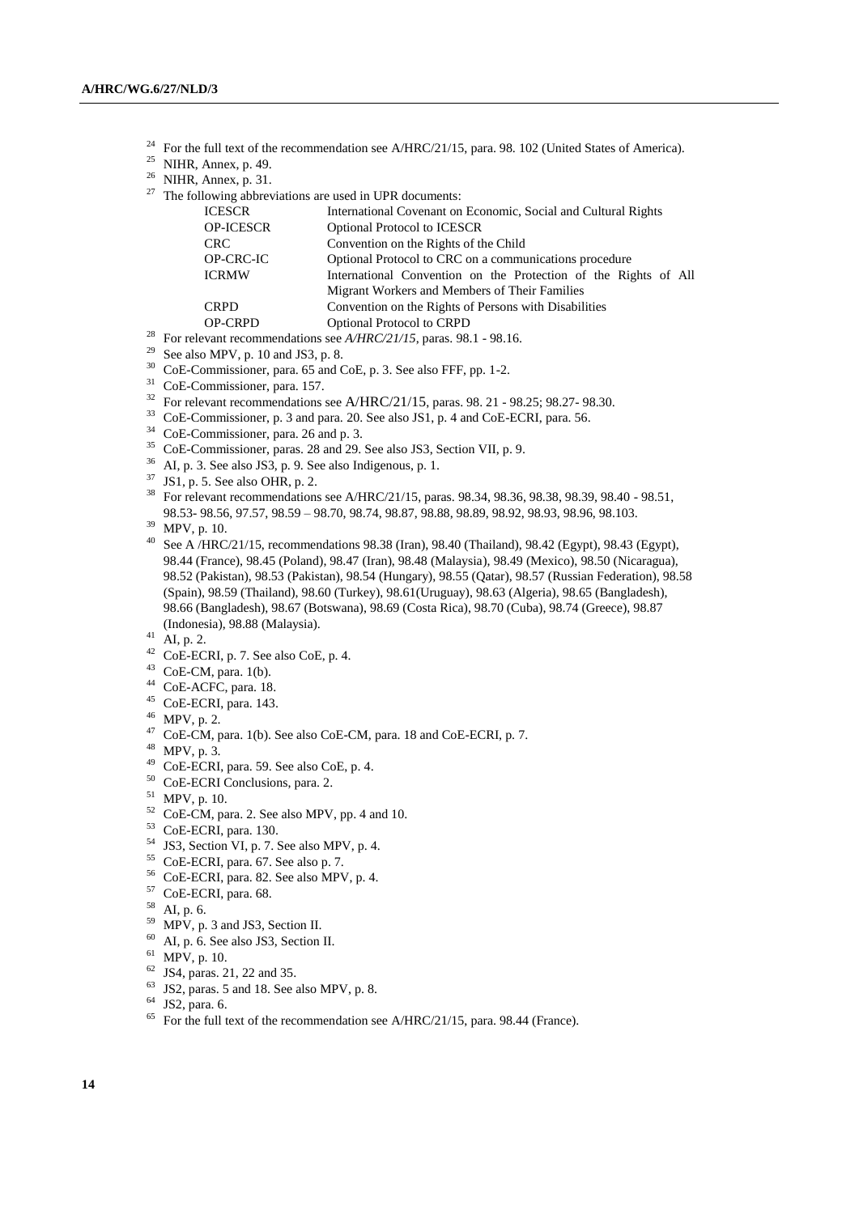[24] For the full text of the recommendation see A/HRC/21/15, para. 98. 102 (United States of America).

[25] NIHR, Annex, p. 49.

[26] NIHR, Annex, p. 31.

[27] The following abbreviations are used in UPR documents:

| | |
|---|---|
| ICESCR | International Covenant on Economic, Social and Cultural Rights |
| OP-ICESCR | Optional Protocol to ICESCR |
| CRC | Convention on the Rights of the Child |
| OP-CRC-IC | Optional Protocol to CRC on a communications procedure |
| ICRMW | International Convention on the Protection of the Rights of All Migrant Workers and Members of Their Families |
| CRPD | Convention on the Rights of Persons with Disabilities |
| OP-CRPD | Optional Protocol to CRPD |

[28] For relevant recommendations see *A/HRC/21/15*, paras. 98.1 - 98.16.

[29] See also MPV, p. 10 and JS3, p. 8.

[30] CoE-Commissioner, para. 65 and CoE, p. 3. See also FFF, pp. 1-2.

[31] CoE-Commissioner, para. 157.

[32] For relevant recommendations see A/HRC/21/15, paras. 98. 21 - 98.25; 98.27- 98.30.

[33] CoE-Commissioner, p. 3 and para. 20. See also JS1, p. 4 and CoE-ECRI, para. 56.

[34] CoE-Commissioner, para. 26 and p. 3.

[35] CoE-Commissioner, paras. 28 and 29. See also JS3, Section VII, p. 9.

[36] AI, p. 3. See also JS3, p. 9. See also Indigenous, p. 1.

[37] JS1, p. 5. See also OHR, p. 2.

[38] For relevant recommendations see A/HRC/21/15, paras. 98.34, 98.36, 98.38, 98.39, 98.40 - 98.51, 98.53- 98.56, 97.57, 98.59 – 98.70, 98.74, 98.87, 98.88, 98.89, 98.92, 98.93, 98.96, 98.103.

[39] MPV, p. 10.

[40] See A /HRC/21/15, recommendations 98.38 (Iran), 98.40 (Thailand), 98.42 (Egypt), 98.43 (Egypt), 98.44 (France), 98.45 (Poland), 98.47 (Iran), 98.48 (Malaysia), 98.49 (Mexico), 98.50 (Nicaragua), 98.52 (Pakistan), 98.53 (Pakistan), 98.54 (Hungary), 98.55 (Qatar), 98.57 (Russian Federation), 98.58 (Spain), 98.59 (Thailand), 98.60 (Turkey), 98.61(Uruguay), 98.63 (Algeria), 98.65 (Bangladesh), 98.66 (Bangladesh), 98.67 (Botswana), 98.69 (Costa Rica), 98.70 (Cuba), 98.74 (Greece), 98.87 (Indonesia), 98.88 (Malaysia).

[41] AI, p. 2.

[42] CoE-ECRI, p. 7. See also CoE, p. 4.

[43] CoE-CM, para. 1(b).

[44] CoE-ACFC, para. 18.

[45] CoE-ECRI, para. 143.

[46] MPV, p. 2.

[47] CoE-CM, para. 1(b). See also CoE-CM, para. 18 and CoE-ECRI, p. 7.

[48] MPV, p. 3.

[49] CoE-ECRI, para. 59. See also CoE, p. 4.

[50] CoE-ECRI Conclusions, para. 2.

[51] MPV, p. 10.

[52] CoE-CM, para. 2. See also MPV, pp. 4 and 10.

[53] CoE-ECRI, para. 130.

[54] JS3, Section VI, p. 7. See also MPV, p. 4.

[55] CoE-ECRI, para. 67. See also p. 7.

[56] CoE-ECRI, para. 82. See also MPV, p. 4.

[57] CoE-ECRI, para. 68.

[58] AI, p. 6.

[59] MPV, p. 3 and JS3, Section II.

[60] AI, p. 6. See also JS3, Section II.

[61] MPV, p. 10.

[62] JS4, paras. 21, 22 and 35.

[63] JS2, paras. 5 and 18. See also MPV, p. 8.

[64] JS2, para. 6.

[65] For the full text of the recommendation see A/HRC/21/15, para. 98.44 (France).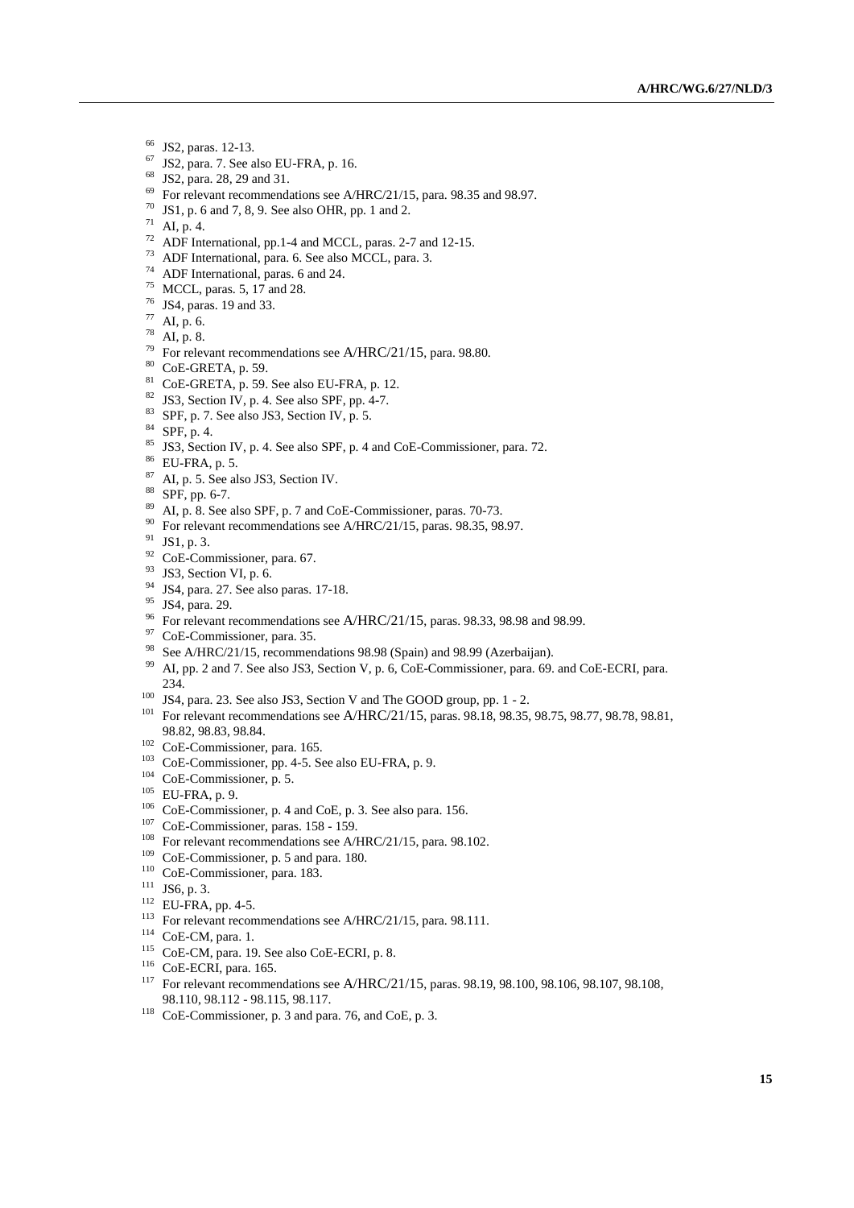[66] JS2, paras. 12-13.
[67] JS2, para. 7. See also EU-FRA, p. 16.
[68] JS2, para. 28, 29 and 31.
[69] For relevant recommendations see A/HRC/21/15, para. 98.35 and 98.97.
[70] JS1, p. 6 and 7, 8, 9. See also OHR, pp. 1 and 2.
[71] AI, p. 4.
[72] ADF International, pp.1-4 and MCCL, paras. 2-7 and 12-15.
[73] ADF International, para. 6. See also MCCL, para. 3.
[74] ADF International, paras. 6 and 24.
[75] MCCL, paras. 5, 17 and 28.
[76] JS4, paras. 19 and 33.
[77] AI, p. 6.
[78] AI, p. 8.
[79] For relevant recommendations see A/HRC/21/15, para. 98.80.
[80] CoE-GRETA, p. 59.
[81] CoE-GRETA, p. 59. See also EU-FRA, p. 12.
[82] JS3, Section IV, p. 4. See also SPF, pp. 4-7.
[83] SPF, p. 7. See also JS3, Section IV, p. 5.
[84] SPF, p. 4.
[85] JS3, Section IV, p. 4. See also SPF, p. 4 and CoE-Commissioner, para. 72.
[86] EU-FRA, p. 5.
[87] AI, p. 5. See also JS3, Section IV.
[88] SPF, pp. 6-7.
[89] AI, p. 8. See also SPF, p. 7 and CoE-Commissioner, paras. 70-73.
[90] For relevant recommendations see A/HRC/21/15, paras. 98.35, 98.97.
[91] JS1, p. 3.
[92] CoE-Commissioner, para. 67.
[93] JS3, Section VI, p. 6.
[94] JS4, para. 27. See also paras. 17-18.
[95] JS4, para. 29.
[96] For relevant recommendations see A/HRC/21/15, paras. 98.33, 98.98 and 98.99.
[97] CoE-Commissioner, para. 35.
[98] See A/HRC/21/15, recommendations 98.98 (Spain) and 98.99 (Azerbaijan).
[99] AI, pp. 2 and 7. See also JS3, Section V, p. 6, CoE-Commissioner, para. 69. and CoE-ECRI, para. 234.
[100] JS4, para. 23. See also JS3, Section V and The GOOD group, pp. 1 - 2.
[101] For relevant recommendations see A/HRC/21/15, paras. 98.18, 98.35, 98.75, 98.77, 98.78, 98.81, 98.82, 98.83, 98.84.
[102] CoE-Commissioner, para. 165.
[103] CoE-Commissioner, pp. 4-5. See also EU-FRA, p. 9.
[104] CoE-Commissioner, p. 5.
[105] EU-FRA, p. 9.
[106] CoE-Commissioner, p. 4 and CoE, p. 3. See also para. 156.
[107] CoE-Commissioner, paras. 158 - 159.
[108] For relevant recommendations see A/HRC/21/15, para. 98.102.
[109] CoE-Commissioner, p. 5 and para. 180.
[110] CoE-Commissioner, para. 183.
[111] JS6, p. 3.
[112] EU-FRA, pp. 4-5.
[113] For relevant recommendations see A/HRC/21/15, para. 98.111.
[114] CoE-CM, para. 1.
[115] CoE-CM, para. 19. See also CoE-ECRI, p. 8.
[116] CoE-ECRI, para. 165.
[117] For relevant recommendations see A/HRC/21/15, paras. 98.19, 98.100, 98.106, 98.107, 98.108, 98.110, 98.112 - 98.115, 98.117.
[118] CoE-Commissioner, p. 3 and para. 76, and CoE, p. 3.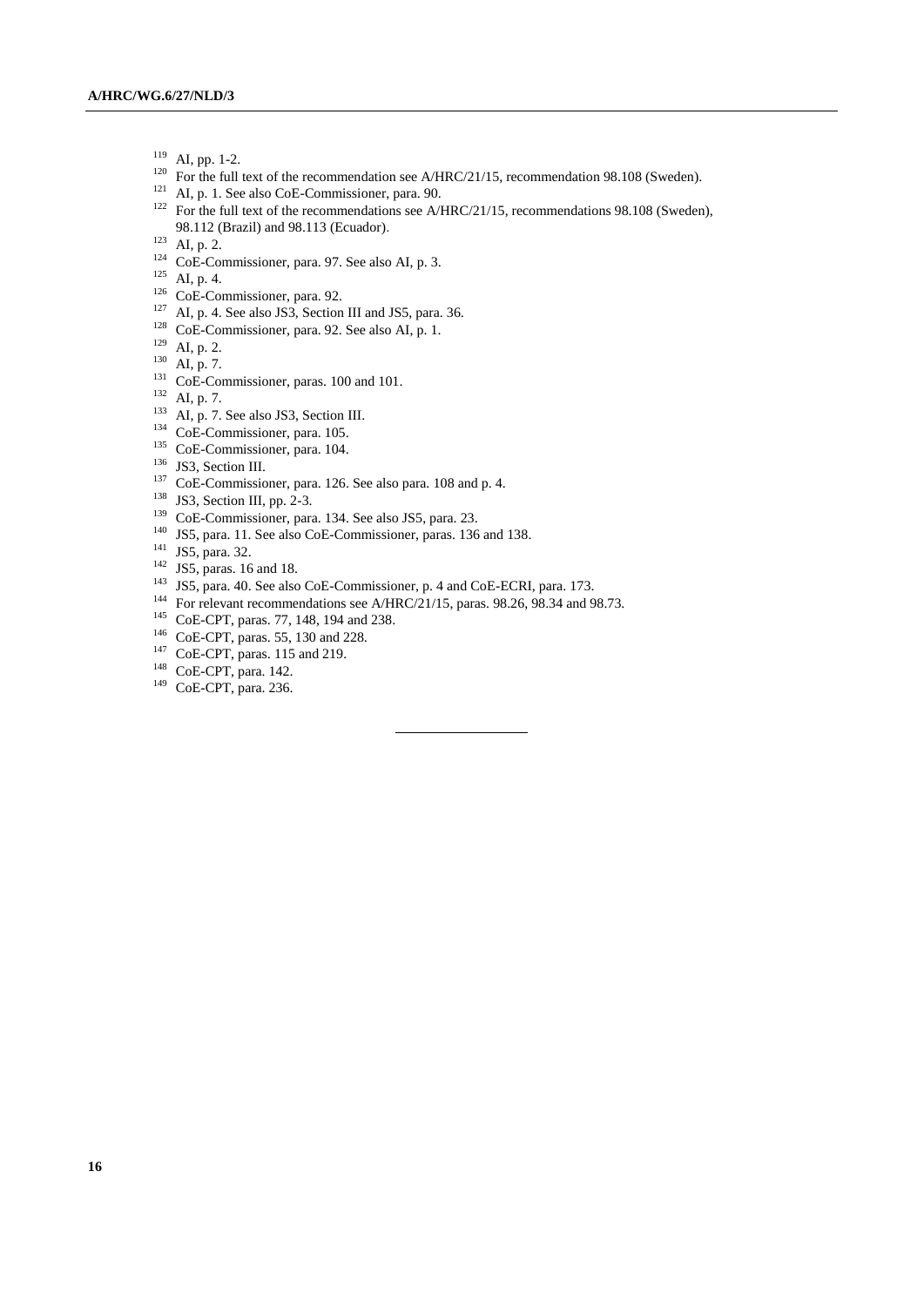[119] AI, pp. 1-2.

[120] For the full text of the recommendation see A/HRC/21/15, recommendation 98.108 (Sweden).

[121] AI, p. 1. See also CoE-Commissioner, para. 90.

[122] For the full text of the recommendations see A/HRC/21/15, recommendations 98.108 (Sweden), 98.112 (Brazil) and 98.113 (Ecuador).

[123] AI, p. 2.

[124] CoE-Commissioner, para. 97. See also AI, p. 3.

[125] AI, p. 4.

[126] CoE-Commissioner, para. 92.

[127] AI, p. 4. See also JS3, Section III and JS5, para. 36.

[128] CoE-Commissioner, para. 92. See also AI, p. 1.

[129] AI, p. 2.

[130] AI, p. 7.

[131] CoE-Commissioner, paras. 100 and 101.

[132] AI, p. 7.

[133] AI, p. 7. See also JS3, Section III.

[134] CoE-Commissioner, para. 105.

[135] CoE-Commissioner, para. 104.

[136] JS3, Section III.

[137] CoE-Commissioner, para. 126. See also para. 108 and p. 4.

[138] JS3, Section III, pp. 2-3.

[139] CoE-Commissioner, para. 134. See also JS5, para. 23.

[140] JS5, para. 11. See also CoE-Commissioner, paras. 136 and 138.

[141] JS5, para. 32.

[142] JS5, paras. 16 and 18.

[143] JS5, para. 40. See also CoE-Commissioner, p. 4 and CoE-ECRI, para. 173.

[144] For relevant recommendations see A/HRC/21/15, paras. 98.26, 98.34 and 98.73.

[145] CoE-CPT, paras. 77, 148, 194 and 238.

[146] CoE-CPT, paras. 55, 130 and 228.

[147] CoE-CPT, paras. 115 and 219.

[148] CoE-CPT, para. 142.

[149] CoE-CPT, para. 236.